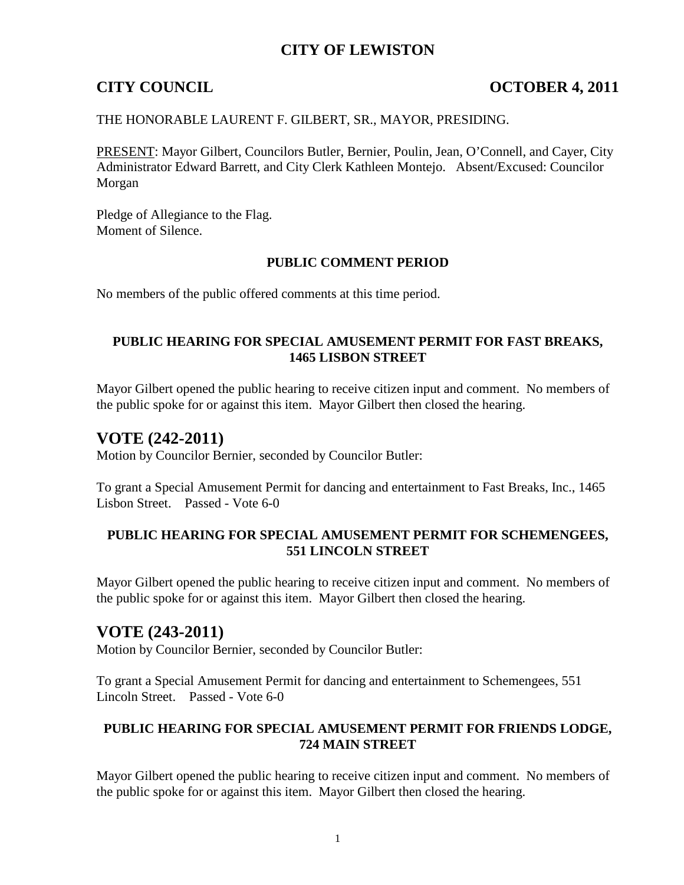# CITY OF LEWISTON

## CITY COUNCIL OCTOBER 4, 2011

THE HONORABLE LAURENT F. GILBERT, SR., MAYOR, PRESIDING.

PRESENT: Mayor Gilbert, Councilors Butler, Bernier, Poulin, Jean, O'Connell, and Cayer, City Administrator Edward Barrett, and City Clerk Kathleen Montejo. Absent/Excused: Councilor Morgan

Pledge of Allegiance to the Flag.
Moment of Silence.

### PUBLIC COMMENT PERIOD

No members of the public offered comments at this time period.

### PUBLIC HEARING FOR SPECIAL AMUSEMENT PERMIT FOR FAST BREAKS, 1465 LISBON STREET

Mayor Gilbert opened the public hearing to receive citizen input and comment. No members of the public spoke for or against this item. Mayor Gilbert then closed the hearing.

## VOTE (242-2011)

Motion by Councilor Bernier, seconded by Councilor Butler:

To grant a Special Amusement Permit for dancing and entertainment to Fast Breaks, Inc., 1465 Lisbon Street. Passed - Vote 6-0

### PUBLIC HEARING FOR SPECIAL AMUSEMENT PERMIT FOR SCHEMENGEES, 551 LINCOLN STREET

Mayor Gilbert opened the public hearing to receive citizen input and comment. No members of the public spoke for or against this item. Mayor Gilbert then closed the hearing.

## VOTE (243-2011)

Motion by Councilor Bernier, seconded by Councilor Butler:

To grant a Special Amusement Permit for dancing and entertainment to Schemengees, 551 Lincoln Street. Passed - Vote 6-0

### PUBLIC HEARING FOR SPECIAL AMUSEMENT PERMIT FOR FRIENDS LODGE, 724 MAIN STREET

Mayor Gilbert opened the public hearing to receive citizen input and comment. No members of the public spoke for or against this item. Mayor Gilbert then closed the hearing.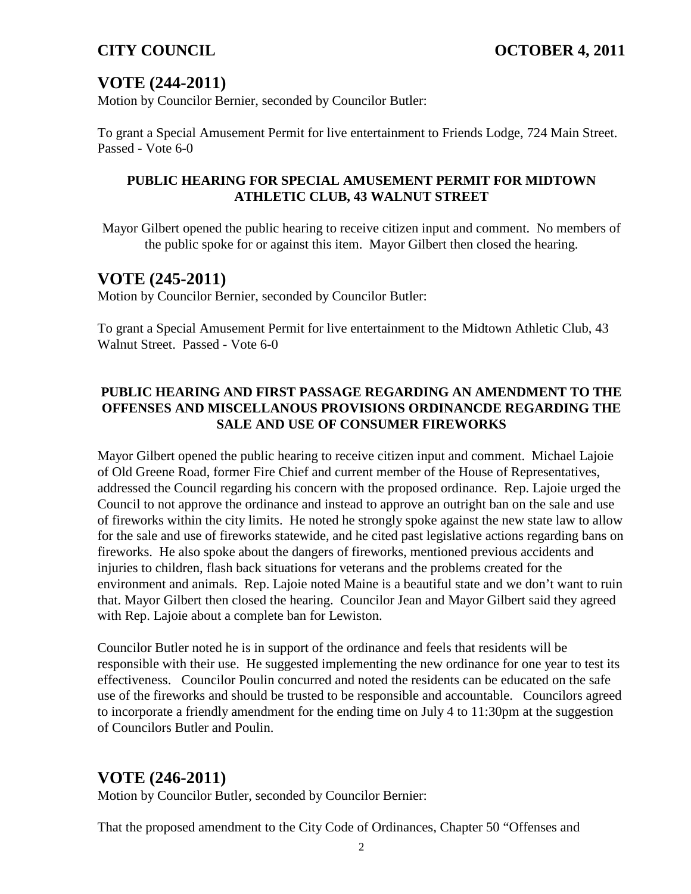## VOTE (244-2011)

Motion by Councilor Bernier, seconded by Councilor Butler:

To grant a Special Amusement Permit for live entertainment to Friends Lodge, 724 Main Street. Passed - Vote 6-0

**PUBLIC HEARING FOR SPECIAL AMUSEMENT PERMIT FOR MIDTOWN ATHLETIC CLUB, 43 WALNUT STREET**

Mayor Gilbert opened the public hearing to receive citizen input and comment. No members of the public spoke for or against this item. Mayor Gilbert then closed the hearing.

## VOTE (245-2011)

Motion by Councilor Bernier, seconded by Councilor Butler:

To grant a Special Amusement Permit for live entertainment to the Midtown Athletic Club, 43 Walnut Street. Passed - Vote 6-0

**PUBLIC HEARING AND FIRST PASSAGE REGARDING AN AMENDMENT TO THE OFFENSES AND MISCELLANOUS PROVISIONS ORDINANCDE REGARDING THE SALE AND USE OF CONSUMER FIREWORKS**

Mayor Gilbert opened the public hearing to receive citizen input and comment. Michael Lajoie of Old Greene Road, former Fire Chief and current member of the House of Representatives, addressed the Council regarding his concern with the proposed ordinance. Rep. Lajoie urged the Council to not approve the ordinance and instead to approve an outright ban on the sale and use of fireworks within the city limits. He noted he strongly spoke against the new state law to allow for the sale and use of fireworks statewide, and he cited past legislative actions regarding bans on fireworks. He also spoke about the dangers of fireworks, mentioned previous accidents and injuries to children, flash back situations for veterans and the problems created for the environment and animals. Rep. Lajoie noted Maine is a beautiful state and we don't want to ruin that. Mayor Gilbert then closed the hearing. Councilor Jean and Mayor Gilbert said they agreed with Rep. Lajoie about a complete ban for Lewiston.

Councilor Butler noted he is in support of the ordinance and feels that residents will be responsible with their use. He suggested implementing the new ordinance for one year to test its effectiveness. Councilor Poulin concurred and noted the residents can be educated on the safe use of the fireworks and should be trusted to be responsible and accountable. Councilors agreed to incorporate a friendly amendment for the ending time on July 4 to 11:30pm at the suggestion of Councilors Butler and Poulin.

## VOTE (246-2011)

Motion by Councilor Butler, seconded by Councilor Bernier:

That the proposed amendment to the City Code of Ordinances, Chapter 50 "Offenses and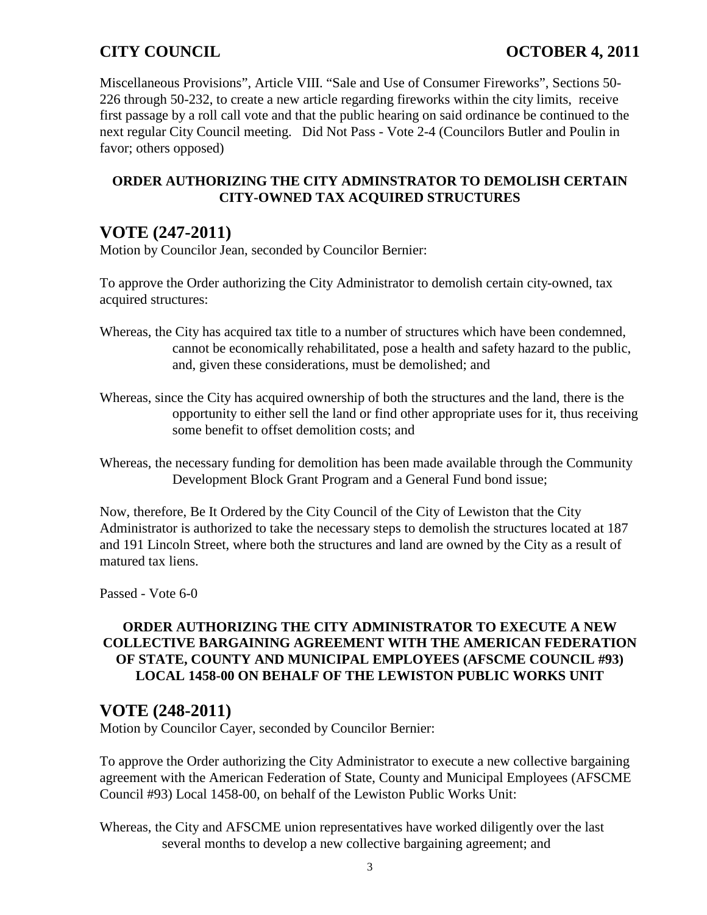Miscellaneous Provisions", Article VIII. "Sale and Use of Consumer Fireworks", Sections 50-226 through 50-232, to create a new article regarding fireworks within the city limits, receive first passage by a roll call vote and that the public hearing on said ordinance be continued to the next regular City Council meeting. Did Not Pass - Vote 2-4 (Councilors Butler and Poulin in favor; others opposed)

**ORDER AUTHORIZING THE CITY ADMINSTRATOR TO DEMOLISH CERTAIN CITY-OWNED TAX ACQUIRED STRUCTURES**

## VOTE (247-2011)

Motion by Councilor Jean, seconded by Councilor Bernier:

To approve the Order authorizing the City Administrator to demolish certain city-owned, tax acquired structures:

Whereas, the City has acquired tax title to a number of structures which have been condemned, cannot be economically rehabilitated, pose a health and safety hazard to the public, and, given these considerations, must be demolished; and

Whereas, since the City has acquired ownership of both the structures and the land, there is the opportunity to either sell the land or find other appropriate uses for it, thus receiving some benefit to offset demolition costs; and

Whereas, the necessary funding for demolition has been made available through the Community Development Block Grant Program and a General Fund bond issue;

Now, therefore, Be It Ordered by the City Council of the City of Lewiston that the City Administrator is authorized to take the necessary steps to demolish the structures located at 187 and 191 Lincoln Street, where both the structures and land are owned by the City as a result of matured tax liens.

Passed - Vote 6-0

**ORDER AUTHORIZING THE CITY ADMINISTRATOR TO EXECUTE A NEW COLLECTIVE BARGAINING AGREEMENT WITH THE AMERICAN FEDERATION OF STATE, COUNTY AND MUNICIPAL EMPLOYEES (AFSCME COUNCIL #93) LOCAL 1458-00 ON BEHALF OF THE LEWISTON PUBLIC WORKS UNIT**

## VOTE (248-2011)

Motion by Councilor Cayer, seconded by Councilor Bernier:

To approve the Order authorizing the City Administrator to execute a new collective bargaining agreement with the American Federation of State, County and Municipal Employees (AFSCME Council #93) Local 1458-00, on behalf of the Lewiston Public Works Unit:

Whereas, the City and AFSCME union representatives have worked diligently over the last several months to develop a new collective bargaining agreement; and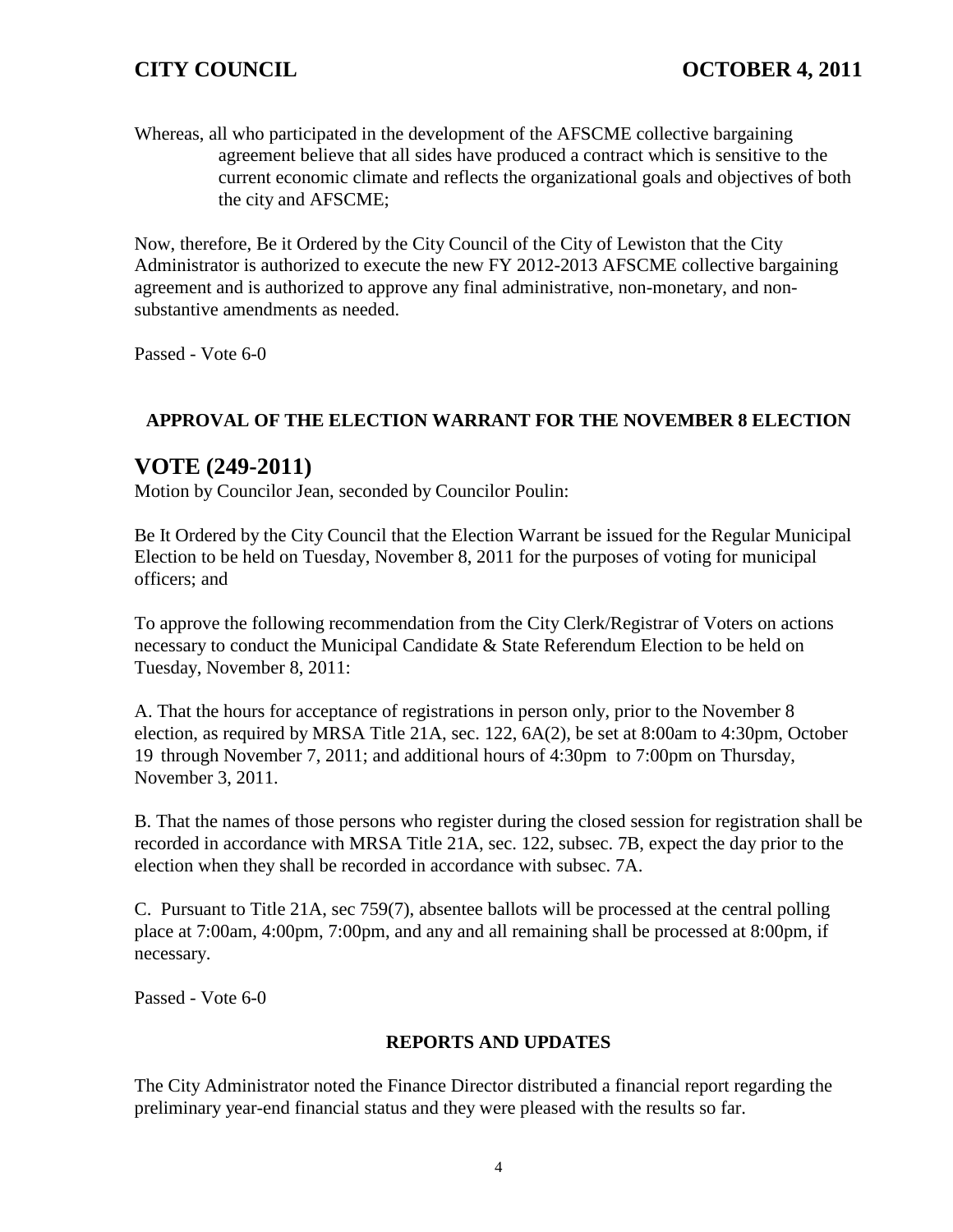Whereas, all who participated in the development of the AFSCME collective bargaining agreement believe that all sides have produced a contract which is sensitive to the current economic climate and reflects the organizational goals and objectives of both the city and AFSCME;

Now, therefore, Be it Ordered by the City Council of the City of Lewiston that the City Administrator is authorized to execute the new FY 2012-2013 AFSCME collective bargaining agreement and is authorized to approve any final administrative, non-monetary, and non-substantive amendments as needed.

Passed - Vote 6-0

**APPROVAL OF THE ELECTION WARRANT FOR THE NOVEMBER 8 ELECTION**

## VOTE (249-2011)

Motion by Councilor Jean, seconded by Councilor Poulin:

Be It Ordered by the City Council that the Election Warrant be issued for the Regular Municipal Election to be held on Tuesday, November 8, 2011 for the purposes of voting for municipal officers; and

To approve the following recommendation from the City Clerk/Registrar of Voters on actions necessary to conduct the Municipal Candidate & State Referendum Election to be held on Tuesday, November 8, 2011:

A. That the hours for acceptance of registrations in person only, prior to the November 8 election, as required by MRSA Title 21A, sec. 122, 6A(2), be set at 8:00am to 4:30pm, October 19 through November 7, 2011; and additional hours of 4:30pm to 7:00pm on Thursday, November 3, 2011.

B. That the names of those persons who register during the closed session for registration shall be recorded in accordance with MRSA Title 21A, sec. 122, subsec. 7B, expect the day prior to the election when they shall be recorded in accordance with subsec. 7A.

C. Pursuant to Title 21A, sec 759(7), absentee ballots will be processed at the central polling place at 7:00am, 4:00pm, 7:00pm, and any and all remaining shall be processed at 8:00pm, if necessary.

Passed - Vote 6-0

**REPORTS AND UPDATES**

The City Administrator noted the Finance Director distributed a financial report regarding the preliminary year-end financial status and they were pleased with the results so far.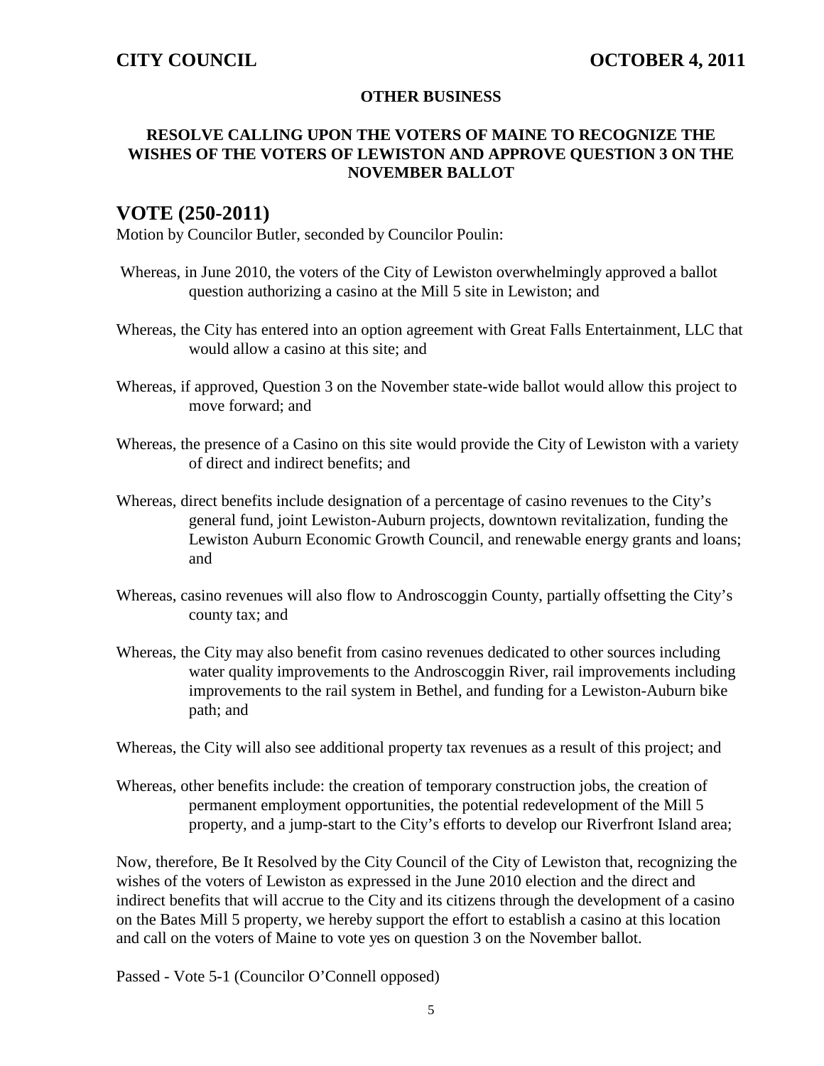**OTHER BUSINESS**

**RESOLVE CALLING UPON THE VOTERS OF MAINE TO RECOGNIZE THE WISHES OF THE VOTERS OF LEWISTON AND APPROVE QUESTION 3 ON THE NOVEMBER BALLOT**

## VOTE (250-2011)

Motion by Councilor Butler, seconded by Councilor Poulin:

Whereas, in June 2010, the voters of the City of Lewiston overwhelmingly approved a ballot question authorizing a casino at the Mill 5 site in Lewiston; and

Whereas, the City has entered into an option agreement with Great Falls Entertainment, LLC that would allow a casino at this site; and

Whereas, if approved, Question 3 on the November state-wide ballot would allow this project to move forward; and

Whereas, the presence of a Casino on this site would provide the City of Lewiston with a variety of direct and indirect benefits; and

Whereas, direct benefits include designation of a percentage of casino revenues to the City's general fund, joint Lewiston-Auburn projects, downtown revitalization, funding the Lewiston Auburn Economic Growth Council, and renewable energy grants and loans; and

Whereas, casino revenues will also flow to Androscoggin County, partially offsetting the City's county tax; and

Whereas, the City may also benefit from casino revenues dedicated to other sources including water quality improvements to the Androscoggin River, rail improvements including improvements to the rail system in Bethel, and funding for a Lewiston-Auburn bike path; and

Whereas, the City will also see additional property tax revenues as a result of this project; and

Whereas, other benefits include: the creation of temporary construction jobs, the creation of permanent employment opportunities, the potential redevelopment of the Mill 5 property, and a jump-start to the City's efforts to develop our Riverfront Island area;

Now, therefore, Be It Resolved by the City Council of the City of Lewiston that, recognizing the wishes of the voters of Lewiston as expressed in the June 2010 election and the direct and indirect benefits that will accrue to the City and its citizens through the development of a casino on the Bates Mill 5 property, we hereby support the effort to establish a casino at this location and call on the voters of Maine to vote yes on question 3 on the November ballot.

Passed - Vote 5-1 (Councilor O'Connell opposed)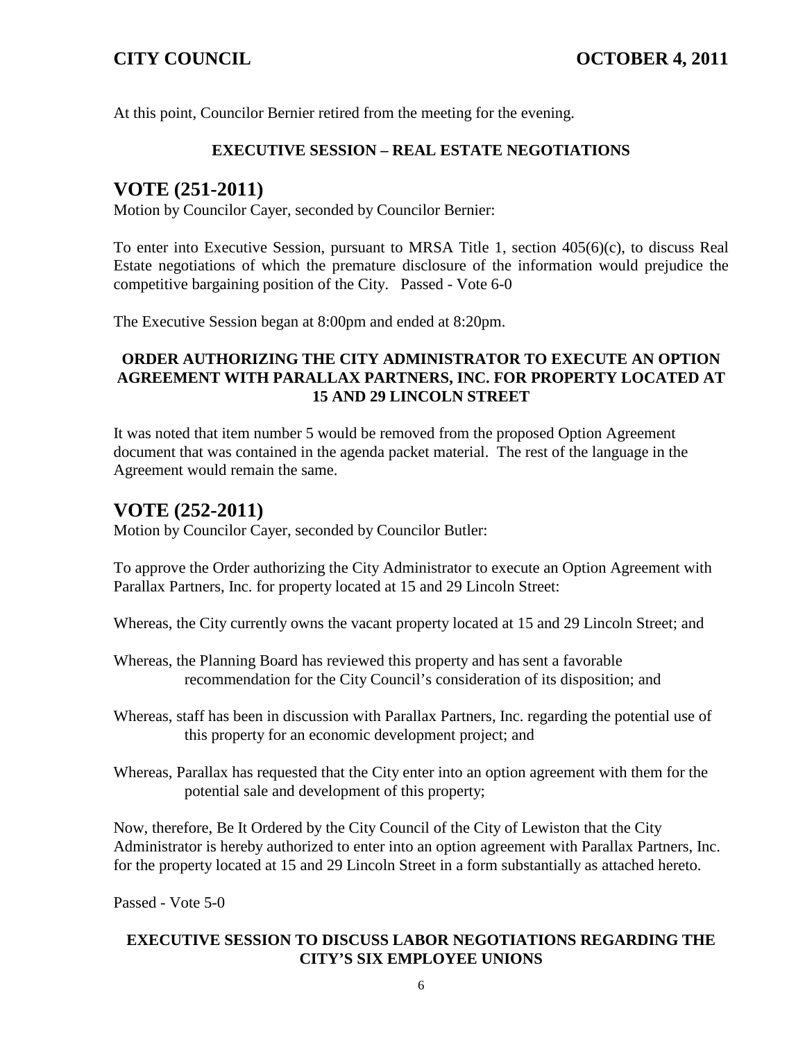At this point, Councilor Bernier retired from the meeting for the evening.

**EXECUTIVE SESSION – REAL ESTATE NEGOTIATIONS**

# VOTE (251-2011)

Motion by Councilor Cayer, seconded by Councilor Bernier:

To enter into Executive Session, pursuant to MRSA Title 1, section 405(6)(c), to discuss Real Estate negotiations of which the premature disclosure of the information would prejudice the competitive bargaining position of the City. Passed - Vote 6-0

The Executive Session began at 8:00pm and ended at 8:20pm.

**ORDER AUTHORIZING THE CITY ADMINISTRATOR TO EXECUTE AN OPTION AGREEMENT WITH PARALLAX PARTNERS, INC. FOR PROPERTY LOCATED AT 15 AND 29 LINCOLN STREET**

It was noted that item number 5 would be removed from the proposed Option Agreement document that was contained in the agenda packet material. The rest of the language in the Agreement would remain the same.

# VOTE (252-2011)

Motion by Councilor Cayer, seconded by Councilor Butler:

To approve the Order authorizing the City Administrator to execute an Option Agreement with Parallax Partners, Inc. for property located at 15 and 29 Lincoln Street:

Whereas, the City currently owns the vacant property located at 15 and 29 Lincoln Street; and

Whereas, the Planning Board has reviewed this property and has sent a favorable recommendation for the City Council's consideration of its disposition; and

Whereas, staff has been in discussion with Parallax Partners, Inc. regarding the potential use of this property for an economic development project; and

Whereas, Parallax has requested that the City enter into an option agreement with them for the potential sale and development of this property;

Now, therefore, Be It Ordered by the City Council of the City of Lewiston that the City Administrator is hereby authorized to enter into an option agreement with Parallax Partners, Inc. for the property located at 15 and 29 Lincoln Street in a form substantially as attached hereto.

Passed - Vote 5-0

**EXECUTIVE SESSION TO DISCUSS LABOR NEGOTIATIONS REGARDING THE CITY'S SIX EMPLOYEE UNIONS**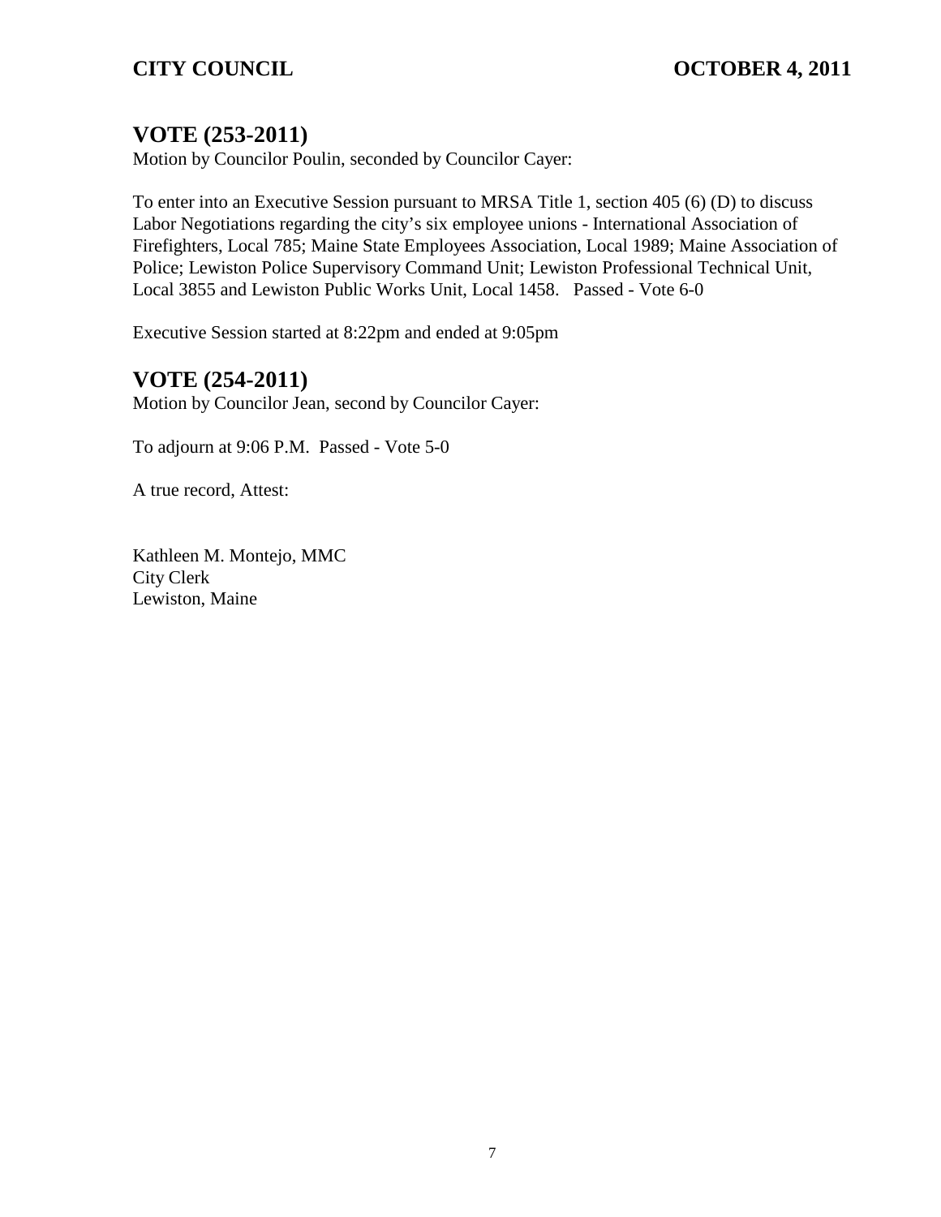## VOTE (253-2011)

Motion by Councilor Poulin, seconded by Councilor Cayer:

To enter into an Executive Session pursuant to MRSA Title 1, section 405 (6) (D) to discuss Labor Negotiations regarding the city's six employee unions - International Association of Firefighters, Local 785; Maine State Employees Association, Local 1989; Maine Association of Police; Lewiston Police Supervisory Command Unit; Lewiston Professional Technical Unit, Local 3855 and Lewiston Public Works Unit, Local 1458. Passed - Vote 6-0

Executive Session started at 8:22pm and ended at 9:05pm

## VOTE (254-2011)

Motion by Councilor Jean, second by Councilor Cayer:

To adjourn at 9:06 P.M. Passed - Vote 5-0

A true record, Attest:

Kathleen M. Montejo, MMC
City Clerk
Lewiston, Maine